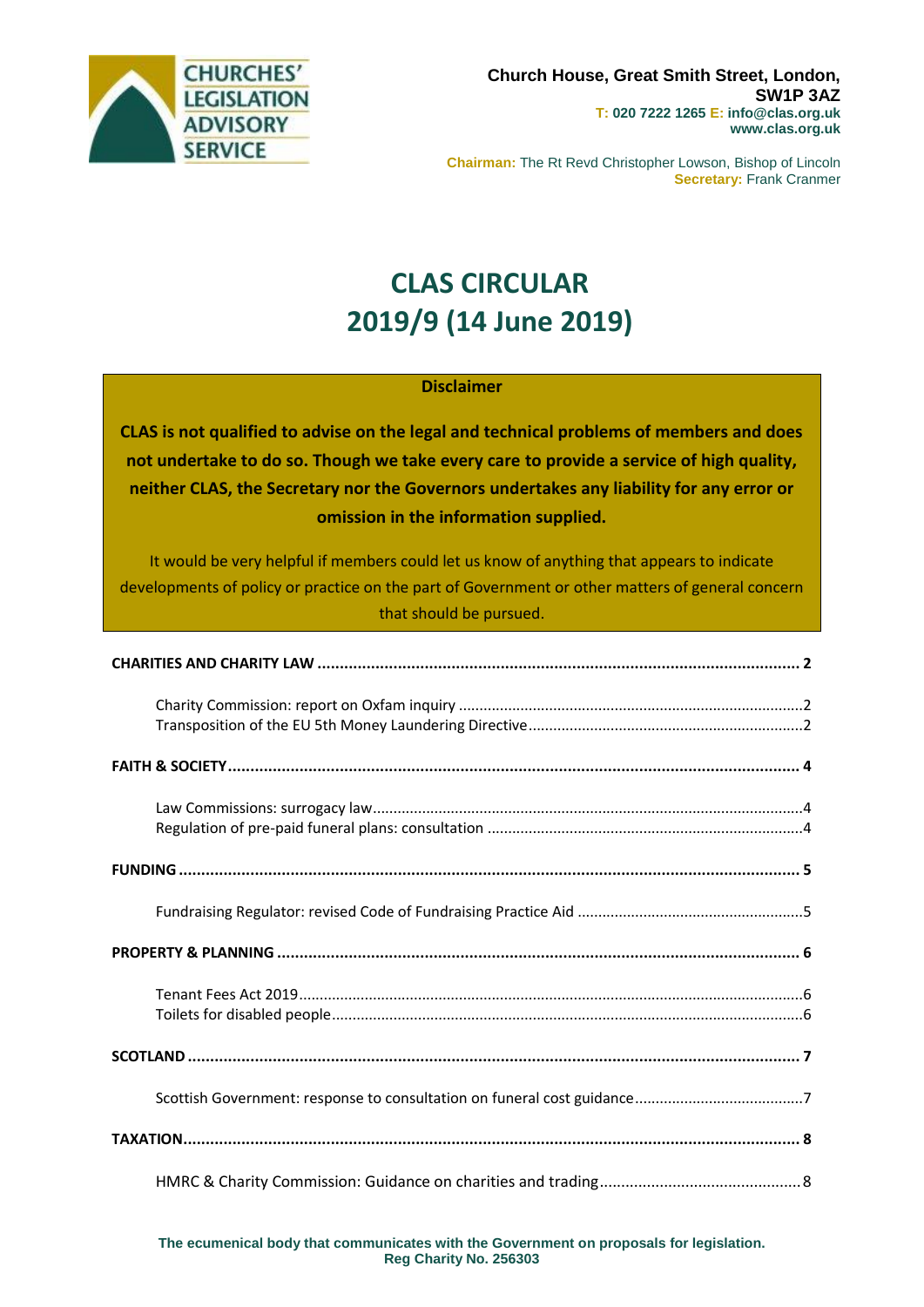CHURCHES' LEGISLATION ADVISORY SERVICE

**Church House, Great Smith Street, London, SW1P 3AZ**
**T: 020 7222 1265 E: info@clas.org.uk**
**www.clas.org.uk**

**Chairman:** The Rt Revd Christopher Lowson, Bishop of Lincoln
**Secretary:** Frank Cranmer

# CLAS CIRCULAR
# 2019/9 (14 June 2019)

**Disclaimer**

**CLAS is not qualified to advise on the legal and technical problems of members and does not undertake to do so. Though we take every care to provide a service of high quality, neither CLAS, the Secretary nor the Governors undertakes any liability for any error or omission in the information supplied.**

It would be very helpful if members could let us know of anything that appears to indicate developments of policy or practice on the part of Government or other matters of general concern that should be pursued.

**CHARITIES AND CHARITY LAW** ..... **2**

- Charity Commission: report on Oxfam inquiry ..... 2
- Transposition of the EU 5th Money Laundering Directive ..... 2

**FAITH & SOCIETY** ..... **4**

- Law Commissions: surrogacy law ..... 4
- Regulation of pre-paid funeral plans: consultation ..... 4

**FUNDING** ..... **5**

- Fundraising Regulator: revised Code of Fundraising Practice Aid ..... 5

**PROPERTY & PLANNING** ..... **6**

- Tenant Fees Act 2019 ..... 6
- Toilets for disabled people ..... 6

**SCOTLAND** ..... **7**

- Scottish Government: response to consultation on funeral cost guidance ..... 7

**TAXATION** ..... **8**

- HMRC & Charity Commission: Guidance on charities and trading ..... 8

**The ecumenical body that communicates with the Government on proposals for legislation.**
**Reg Charity No. 256303**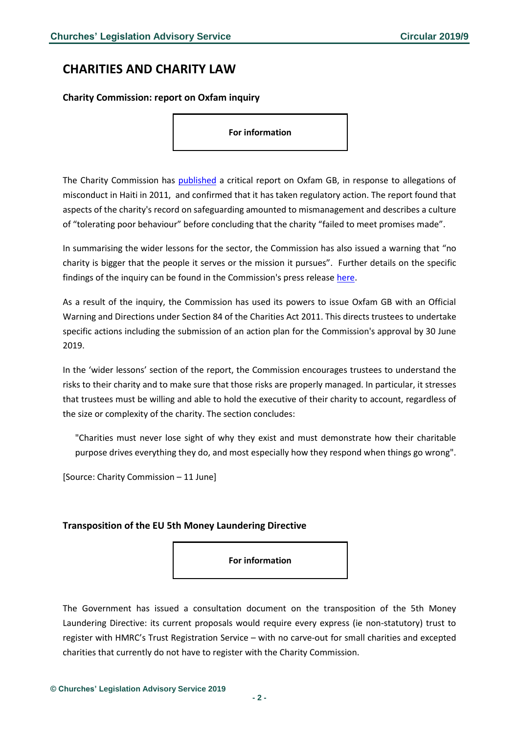# CHARITIES AND CHARITY LAW

### Charity Commission: report on Oxfam inquiry

**For information**

The Charity Commission has [published](#) a critical report on Oxfam GB, in response to allegations of misconduct in Haiti in 2011, and confirmed that it has taken regulatory action. The report found that aspects of the charity's record on safeguarding amounted to mismanagement and describes a culture of "tolerating poor behaviour" before concluding that the charity "failed to meet promises made".

In summarising the wider lessons for the sector, the Commission has also issued a warning that "no charity is bigger that the people it serves or the mission it pursues". Further details on the specific findings of the inquiry can be found in the Commission's press release [here](#).

As a result of the inquiry, the Commission has used its powers to issue Oxfam GB with an Official Warning and Directions under Section 84 of the Charities Act 2011. This directs trustees to undertake specific actions including the submission of an action plan for the Commission's approval by 30 June 2019.

In the 'wider lessons' section of the report, the Commission encourages trustees to understand the risks to their charity and to make sure that those risks are properly managed. In particular, it stresses that trustees must be willing and able to hold the executive of their charity to account, regardless of the size or complexity of the charity. The section concludes:

> "Charities must never lose sight of why they exist and must demonstrate how their charitable purpose drives everything they do, and most especially how they respond when things go wrong".

[Source: Charity Commission – 11 June]

### Transposition of the EU 5th Money Laundering Directive

**For information**

The Government has issued a consultation document on the transposition of the 5th Money Laundering Directive: its current proposals would require every express (ie non-statutory) trust to register with HMRC's Trust Registration Service – with no carve-out for small charities and excepted charities that currently do not have to register with the Charity Commission.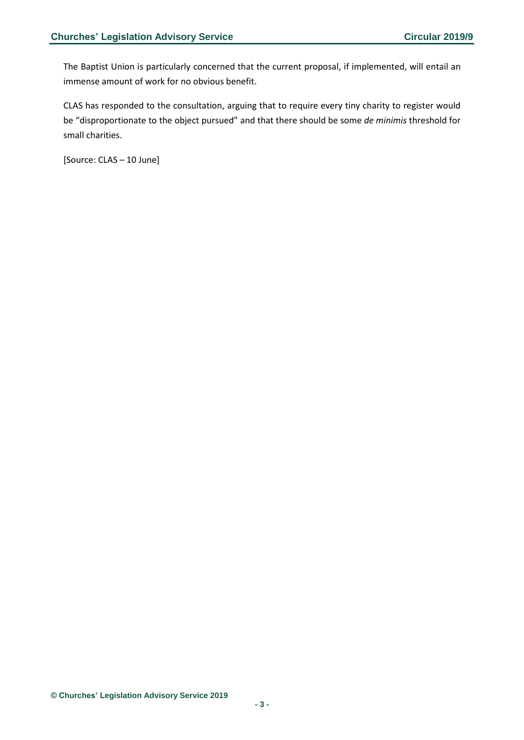The Baptist Union is particularly concerned that the current proposal, if implemented, will entail an immense amount of work for no obvious benefit.

CLAS has responded to the consultation, arguing that to require every tiny charity to register would be "disproportionate to the object pursued" and that there should be some *de minimis* threshold for small charities.

[Source: CLAS – 10 June]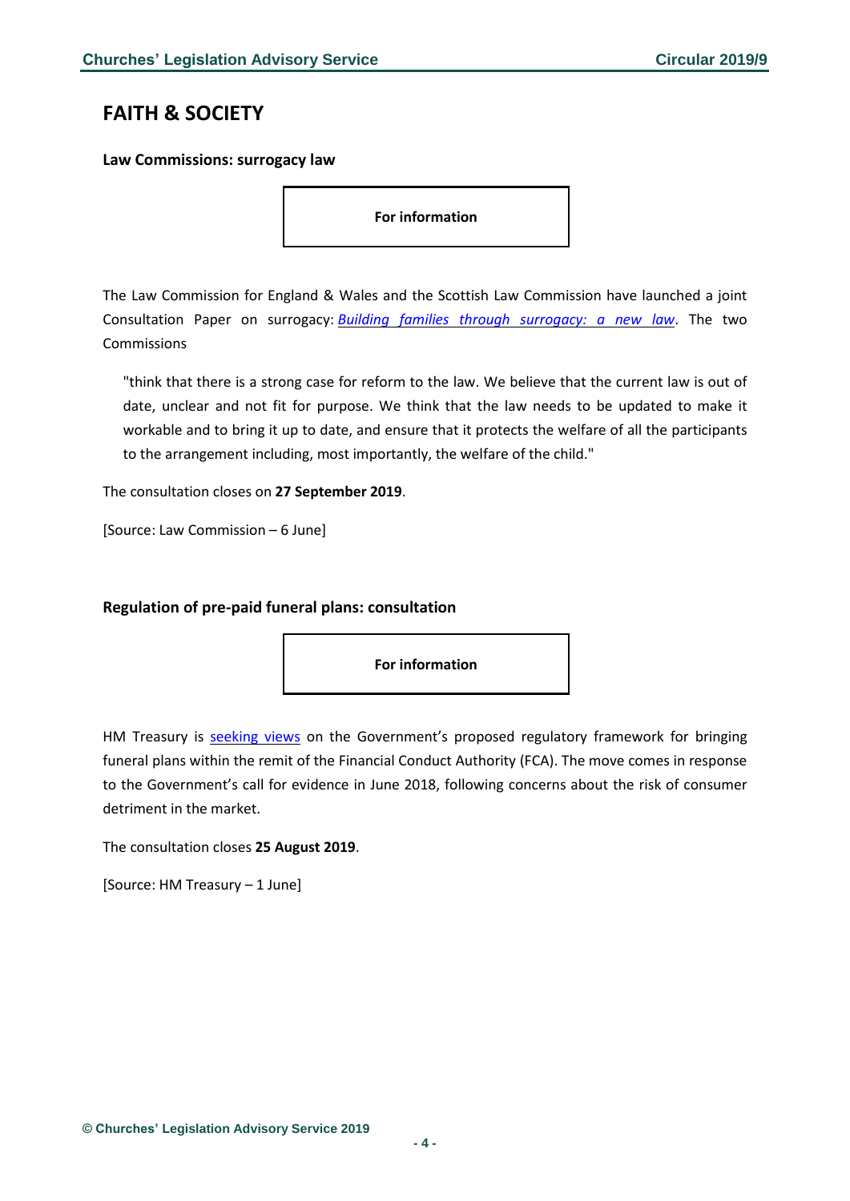# FAITH & SOCIETY

**Law Commissions: surrogacy law**

**For information**

The Law Commission for England & Wales and the Scottish Law Commission have launched a joint Consultation Paper on surrogacy: *Building families through surrogacy: a new law*. The two Commissions

> "think that there is a strong case for reform to the law. We believe that the current law is out of date, unclear and not fit for purpose. We think that the law needs to be updated to make it workable and to bring it up to date, and ensure that it protects the welfare of all the participants to the arrangement including, most importantly, the welfare of the child."

The consultation closes on **27 September 2019**.

[Source: Law Commission – 6 June]

**Regulation of pre-paid funeral plans: consultation**

**For information**

HM Treasury is seeking views on the Government's proposed regulatory framework for bringing funeral plans within the remit of the Financial Conduct Authority (FCA). The move comes in response to the Government's call for evidence in June 2018, following concerns about the risk of consumer detriment in the market.

The consultation closes **25 August 2019**.

[Source: HM Treasury – 1 June]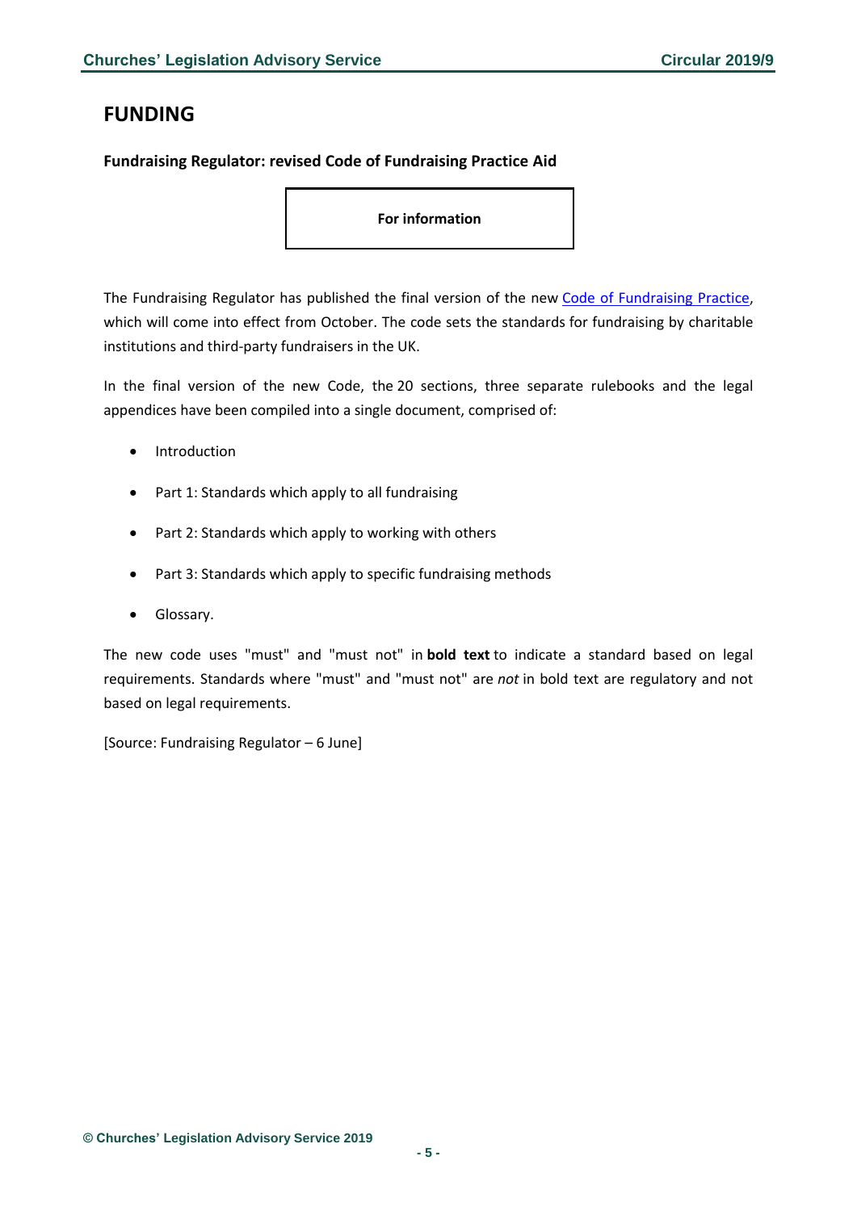# FUNDING

**Fundraising Regulator: revised Code of Fundraising Practice Aid**

**For information**

The Fundraising Regulator has published the final version of the new [Code of Fundraising Practice](), which will come into effect from October. The code sets the standards for fundraising by charitable institutions and third-party fundraisers in the UK.

In the final version of the new Code, the 20 sections, three separate rulebooks and the legal appendices have been compiled into a single document, comprised of:

- Introduction
- Part 1: Standards which apply to all fundraising
- Part 2: Standards which apply to working with others
- Part 3: Standards which apply to specific fundraising methods
- Glossary.

The new code uses "must" and "must not" in **bold text** to indicate a standard based on legal requirements. Standards where "must" and "must not" are *not* in bold text are regulatory and not based on legal requirements.

[Source: Fundraising Regulator – 6 June]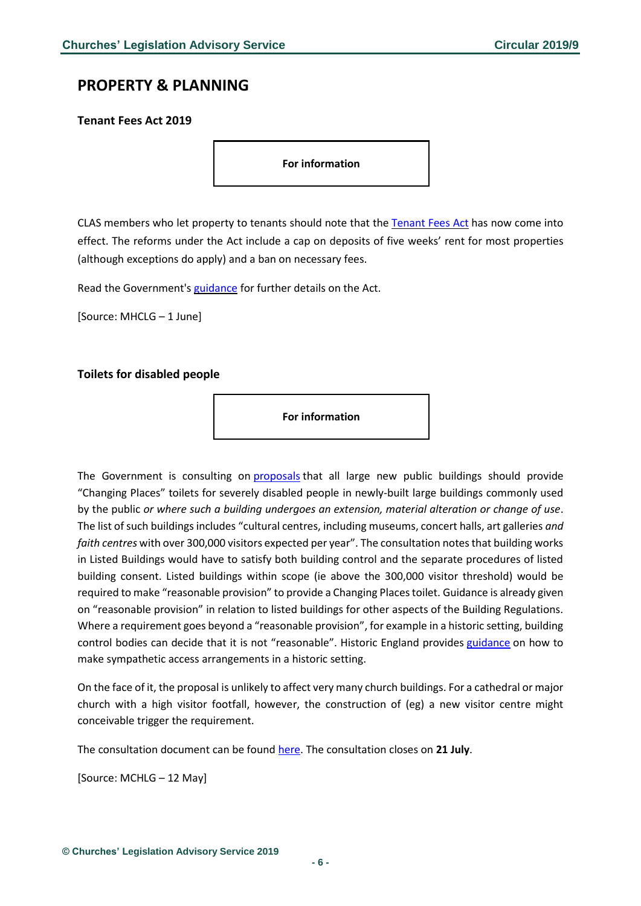## PROPERTY & PLANNING

### Tenant Fees Act 2019

**For information**

CLAS members who let property to tenants should note that the Tenant Fees Act has now come into effect. The reforms under the Act include a cap on deposits of five weeks' rent for most properties (although exceptions do apply) and a ban on necessary fees.

Read the Government's guidance for further details on the Act.

[Source: MHCLG – 1 June]

### Toilets for disabled people

**For information**

The Government is consulting on proposals that all large new public buildings should provide "Changing Places" toilets for severely disabled people in newly-built large buildings commonly used by the public *or where such a building undergoes an extension, material alteration or change of use*. The list of such buildings includes "cultural centres, including museums, concert halls, art galleries *and faith centres* with over 300,000 visitors expected per year". The consultation notes that building works in Listed Buildings would have to satisfy both building control and the separate procedures of listed building consent. Listed buildings within scope (ie above the 300,000 visitor threshold) would be required to make "reasonable provision" to provide a Changing Places toilet. Guidance is already given on "reasonable provision" in relation to listed buildings for other aspects of the Building Regulations. Where a requirement goes beyond a "reasonable provision", for example in a historic setting, building control bodies can decide that it is not "reasonable". Historic England provides guidance on how to make sympathetic access arrangements in a historic setting.

On the face of it, the proposal is unlikely to affect very many church buildings. For a cathedral or major church with a high visitor footfall, however, the construction of (eg) a new visitor centre might conceivable trigger the requirement.

The consultation document can be found here. The consultation closes on **21 July**.

[Source: MCHLG – 12 May]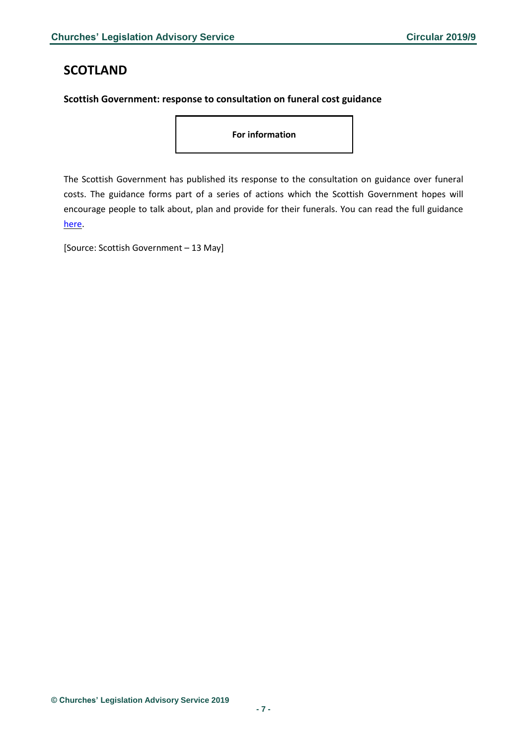# SCOTLAND

**Scottish Government: response to consultation on funeral cost guidance**

**For information**

The Scottish Government has published its response to the consultation on guidance over funeral costs. The guidance forms part of a series of actions which the Scottish Government hopes will encourage people to talk about, plan and provide for their funerals. You can read the full guidance here.

[Source: Scottish Government – 13 May]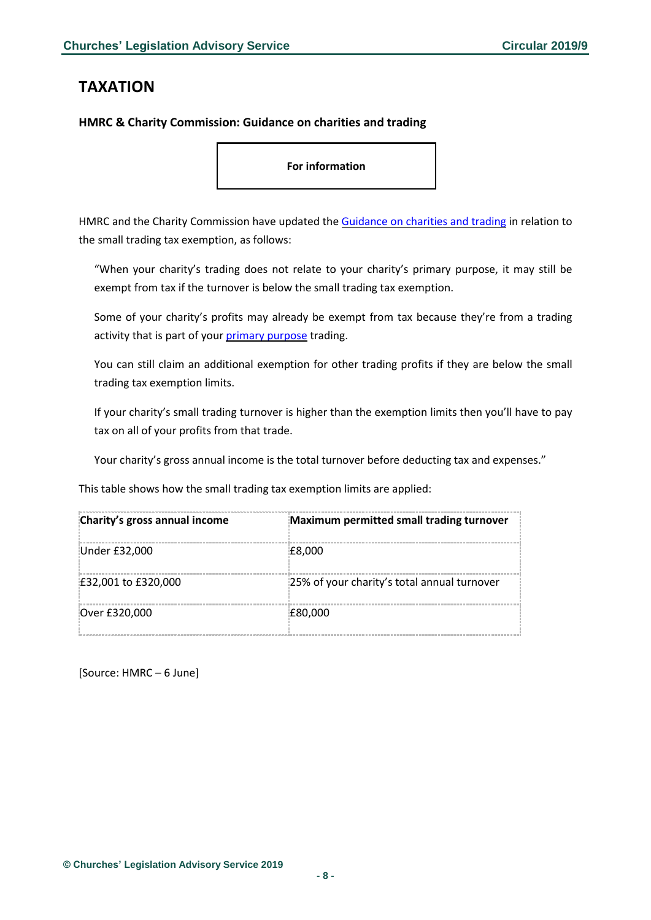# TAXATION

**HMRC & Charity Commission: Guidance on charities and trading**

**For information**

HMRC and the Charity Commission have updated the Guidance on charities and trading in relation to the small trading tax exemption, as follows:

> "When your charity's trading does not relate to your charity's primary purpose, it may still be exempt from tax if the turnover is below the small trading tax exemption.
>
> Some of your charity's profits may already be exempt from tax because they're from a trading activity that is part of your primary purpose trading.
>
> You can still claim an additional exemption for other trading profits if they are below the small trading tax exemption limits.
>
> If your charity's small trading turnover is higher than the exemption limits then you'll have to pay tax on all of your profits from that trade.
>
> Your charity's gross annual income is the total turnover before deducting tax and expenses."

This table shows how the small trading tax exemption limits are applied:

| Charity's gross annual income | Maximum permitted small trading turnover |
|---|---|
| Under £32,000 | £8,000 |
| £32,001 to £320,000 | 25% of your charity's total annual turnover |
| Over £320,000 | £80,000 |

[Source: HMRC – 6 June]